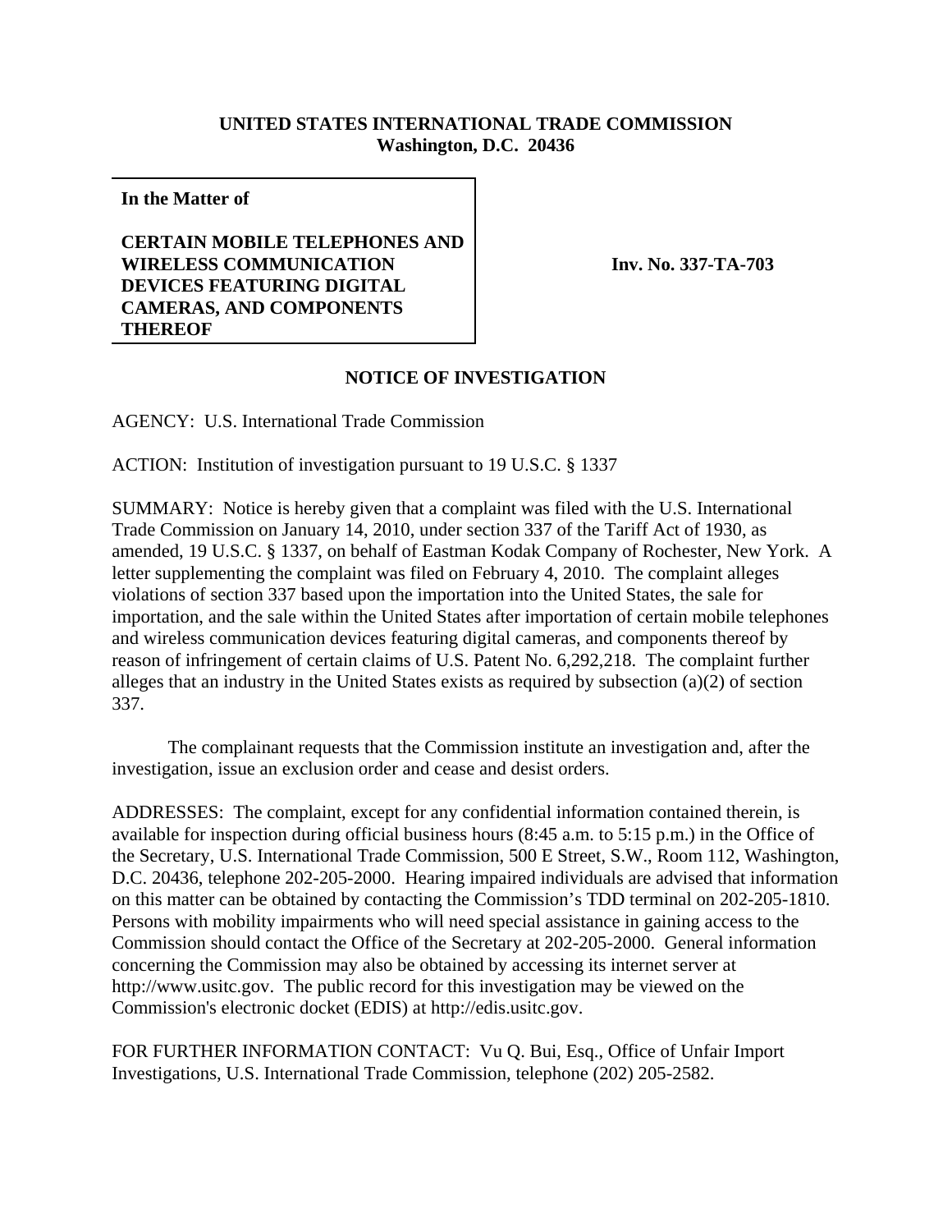**UNITED STATES INTERNATIONAL TRADE COMMISSION**
**Washington, D.C. 20436**

**In the Matter of**

**CERTAIN MOBILE TELEPHONES AND WIRELESS COMMUNICATION DEVICES FEATURING DIGITAL CAMERAS, AND COMPONENTS THEREOF**

**Inv. No. 337-TA-703**

## NOTICE OF INVESTIGATION

AGENCY: U.S. International Trade Commission

ACTION: Institution of investigation pursuant to 19 U.S.C. § 1337

SUMMARY: Notice is hereby given that a complaint was filed with the U.S. International Trade Commission on January 14, 2010, under section 337 of the Tariff Act of 1930, as amended, 19 U.S.C. § 1337, on behalf of Eastman Kodak Company of Rochester, New York. A letter supplementing the complaint was filed on February 4, 2010. The complaint alleges violations of section 337 based upon the importation into the United States, the sale for importation, and the sale within the United States after importation of certain mobile telephones and wireless communication devices featuring digital cameras, and components thereof by reason of infringement of certain claims of U.S. Patent No. 6,292,218. The complaint further alleges that an industry in the United States exists as required by subsection (a)(2) of section 337.

The complainant requests that the Commission institute an investigation and, after the investigation, issue an exclusion order and cease and desist orders.

ADDRESSES: The complaint, except for any confidential information contained therein, is available for inspection during official business hours (8:45 a.m. to 5:15 p.m.) in the Office of the Secretary, U.S. International Trade Commission, 500 E Street, S.W., Room 112, Washington, D.C. 20436, telephone 202-205-2000. Hearing impaired individuals are advised that information on this matter can be obtained by contacting the Commission's TDD terminal on 202-205-1810. Persons with mobility impairments who will need special assistance in gaining access to the Commission should contact the Office of the Secretary at 202-205-2000. General information concerning the Commission may also be obtained by accessing its internet server at http://www.usitc.gov. The public record for this investigation may be viewed on the Commission's electronic docket (EDIS) at http://edis.usitc.gov.

FOR FURTHER INFORMATION CONTACT: Vu Q. Bui, Esq., Office of Unfair Import Investigations, U.S. International Trade Commission, telephone (202) 205-2582.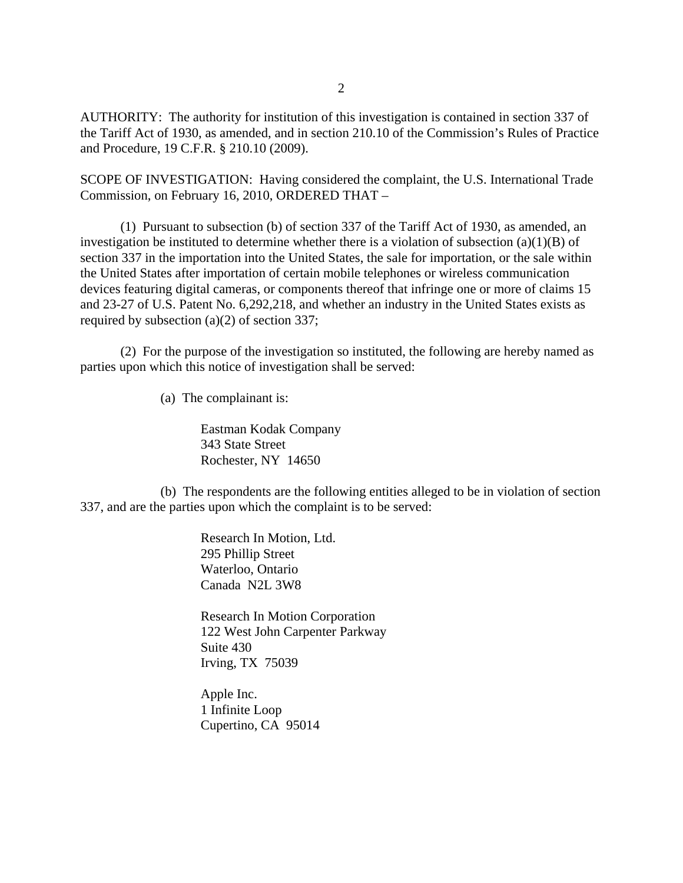AUTHORITY: The authority for institution of this investigation is contained in section 337 of the Tariff Act of 1930, as amended, and in section 210.10 of the Commission's Rules of Practice and Procedure, 19 C.F.R. § 210.10 (2009).

SCOPE OF INVESTIGATION: Having considered the complaint, the U.S. International Trade Commission, on February 16, 2010, ORDERED THAT –

(1) Pursuant to subsection (b) of section 337 of the Tariff Act of 1930, as amended, an investigation be instituted to determine whether there is a violation of subsection (a)(1)(B) of section 337 in the importation into the United States, the sale for importation, or the sale within the United States after importation of certain mobile telephones or wireless communication devices featuring digital cameras, or components thereof that infringe one or more of claims 15 and 23-27 of U.S. Patent No. 6,292,218, and whether an industry in the United States exists as required by subsection (a)(2) of section 337;

(2) For the purpose of the investigation so instituted, the following are hereby named as parties upon which this notice of investigation shall be served:

(a) The complainant is:

Eastman Kodak Company
343 State Street
Rochester, NY 14650

(b) The respondents are the following entities alleged to be in violation of section 337, and are the parties upon which the complaint is to be served:

Research In Motion, Ltd.
295 Phillip Street
Waterloo, Ontario
Canada N2L 3W8

Research In Motion Corporation
122 West John Carpenter Parkway
Suite 430
Irving, TX 75039

Apple Inc.
1 Infinite Loop
Cupertino, CA 95014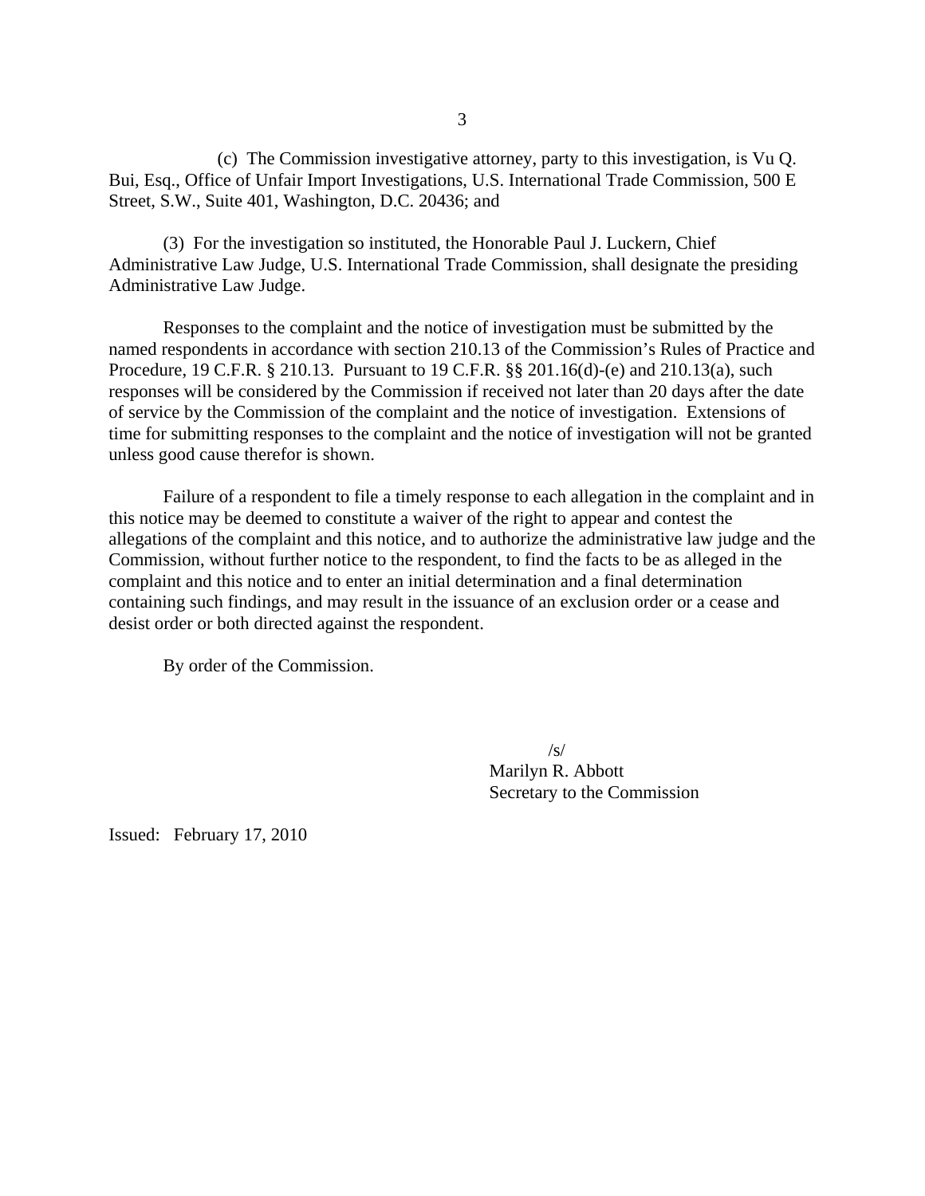(c) The Commission investigative attorney, party to this investigation, is Vu Q. Bui, Esq., Office of Unfair Import Investigations, U.S. International Trade Commission, 500 E Street, S.W., Suite 401, Washington, D.C. 20436; and

(3) For the investigation so instituted, the Honorable Paul J. Luckern, Chief Administrative Law Judge, U.S. International Trade Commission, shall designate the presiding Administrative Law Judge.

Responses to the complaint and the notice of investigation must be submitted by the named respondents in accordance with section 210.13 of the Commission's Rules of Practice and Procedure, 19 C.F.R. § 210.13. Pursuant to 19 C.F.R. §§ 201.16(d)-(e) and 210.13(a), such responses will be considered by the Commission if received not later than 20 days after the date of service by the Commission of the complaint and the notice of investigation. Extensions of time for submitting responses to the complaint and the notice of investigation will not be granted unless good cause therefor is shown.

Failure of a respondent to file a timely response to each allegation in the complaint and in this notice may be deemed to constitute a waiver of the right to appear and contest the allegations of the complaint and this notice, and to authorize the administrative law judge and the Commission, without further notice to the respondent, to find the facts to be as alleged in the complaint and this notice and to enter an initial determination and a final determination containing such findings, and may result in the issuance of an exclusion order or a cease and desist order or both directed against the respondent.

By order of the Commission.

/s/
Marilyn R. Abbott
Secretary to the Commission

Issued: February 17, 2010